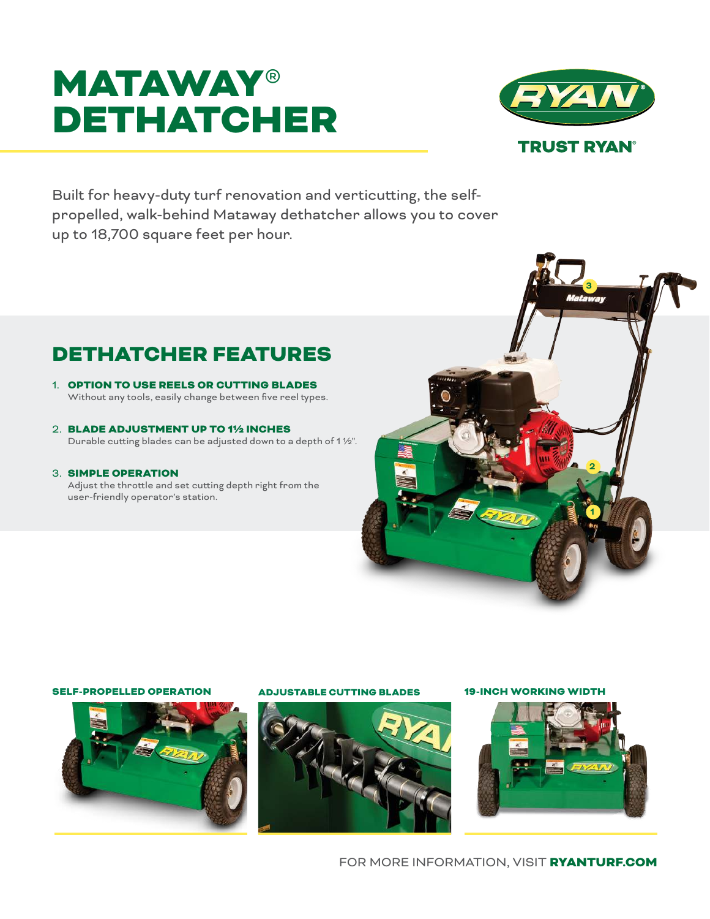# MATAWAY® DETHATCHER

RYAN®

TRUST RYAN®

Built for heavy-duty turf renovation and verticutting, the self-propelled, walk-behind Mataway dethatcher allows you to cover up to 18,700 square feet per hour.

## DETHATCHER FEATURES

1. **OPTION TO USE REELS OR CUTTING BLADES**
   Without any tools, easily change between five reel types.

2. **BLADE ADJUSTMENT UP TO 1½ INCHES**
   Durable cutting blades can be adjusted down to a depth of 1 ½".

3. **SIMPLE OPERATION**
   Adjust the throttle and set cutting depth right from the user-friendly operator's station.

**SELF-PROPELLED OPERATION**

**ADJUSTABLE CUTTING BLADES**

**19-INCH WORKING WIDTH**

FOR MORE INFORMATION, VISIT **RYANTURF.COM**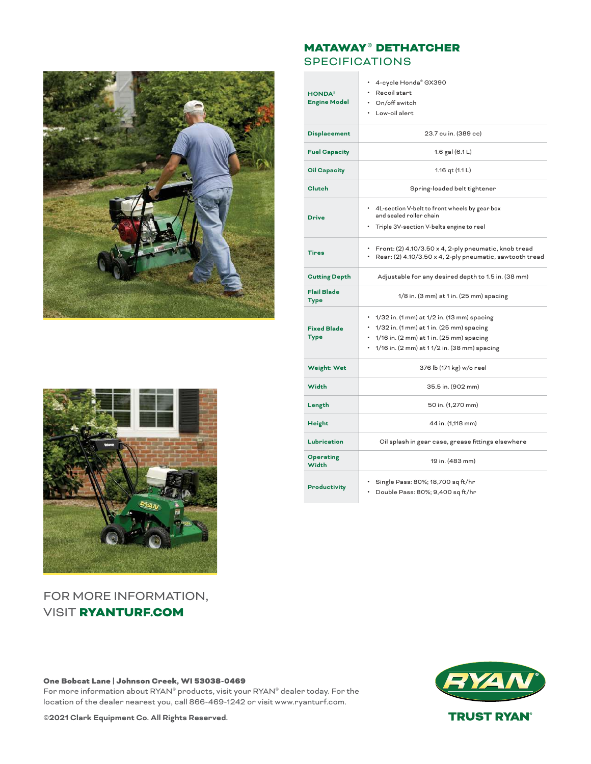# MATAWAY® DETHATCHER

## SPECIFICATIONS

| | |
|---|---|
| **HONDA® Engine Model** | • 4-cycle Honda® GX390<br>• Recoil start<br>• On/off switch<br>• Low-oil alert |
| **Displacement** | 23.7 cu in. (389 cc) |
| **Fuel Capacity** | 1.6 gal (6.1 L) |
| **Oil Capacity** | 1.16 qt (1.1 L) |
| **Clutch** | Spring-loaded belt tightener |
| **Drive** | • 4L-section V-belt to front wheels by gear box and sealed roller chain<br>• Triple 3V-section V-belts engine to reel |
| **Tires** | • Front: (2) 4.10/3.50 x 4, 2-ply pneumatic, knob tread<br>• Rear: (2) 4.10/3.50 x 4, 2-ply pneumatic, sawtooth tread |
| **Cutting Depth** | Adjustable for any desired depth to 1.5 in. (38 mm) |
| **Flail Blade Type** | 1/8 in. (3 mm) at 1 in. (25 mm) spacing |
| **Fixed Blade Type** | • 1/32 in. (1 mm) at 1/2 in. (13 mm) spacing<br>• 1/32 in. (1 mm) at 1 in. (25 mm) spacing<br>• 1/16 in. (2 mm) at 1 in. (25 mm) spacing<br>• 1/16 in. (2 mm) at 1 1/2 in. (38 mm) spacing |
| **Weight: Wet** | 376 lb (171 kg) w/o reel |
| **Width** | 35.5 in. (902 mm) |
| **Length** | 50 in. (1,270 mm) |
| **Height** | 44 in. (1,118 mm) |
| **Lubrication** | Oil splash in gear case, grease fittings elsewhere |
| **Operating Width** | 19 in. (483 mm) |
| **Productivity** | • Single Pass: 80%; 18,700 sq ft/hr<br>• Double Pass: 80%; 9,400 sq ft/hr |

FOR MORE INFORMATION, VISIT **RYANTURF.COM**

**One Bobcat Lane | Johnson Creek, WI 53038-0469**
For more information about RYAN® products, visit your RYAN® dealer today. For the location of the dealer nearest you, call 866-469-1242 or visit www.ryanturf.com.

**©2021 Clark Equipment Co. All Rights Reserved.**

**TRUST RYAN®**